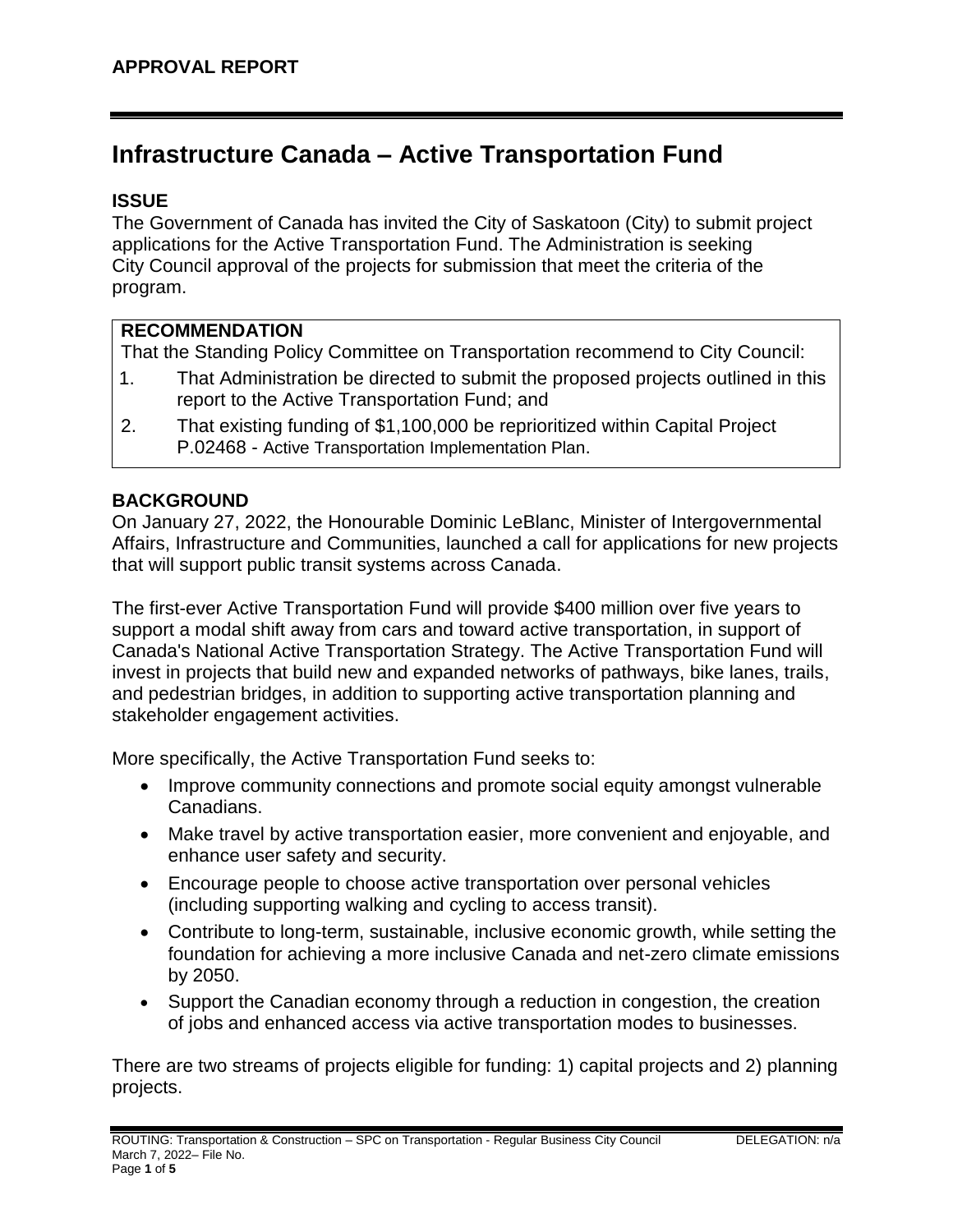**APPROVAL REPORT**

# Infrastructure Canada – Active Transportation Fund

## ISSUE

The Government of Canada has invited the City of Saskatoon (City) to submit project applications for the Active Transportation Fund. The Administration is seeking City Council approval of the projects for submission that meet the criteria of the program.

> **RECOMMENDATION**
>
> That the Standing Policy Committee on Transportation recommend to City Council:
>
> 1. That Administration be directed to submit the proposed projects outlined in this report to the Active Transportation Fund; and
> 2. That existing funding of $1,100,000 be reprioritized within Capital Project P.02468 - Active Transportation Implementation Plan.

## BACKGROUND

On January 27, 2022, the Honourable Dominic LeBlanc, Minister of Intergovernmental Affairs, Infrastructure and Communities, launched a call for applications for new projects that will support public transit systems across Canada.

The first-ever Active Transportation Fund will provide $400 million over five years to support a modal shift away from cars and toward active transportation, in support of Canada's National Active Transportation Strategy. The Active Transportation Fund will invest in projects that build new and expanded networks of pathways, bike lanes, trails, and pedestrian bridges, in addition to supporting active transportation planning and stakeholder engagement activities.

More specifically, the Active Transportation Fund seeks to:

- Improve community connections and promote social equity amongst vulnerable Canadians.
- Make travel by active transportation easier, more convenient and enjoyable, and enhance user safety and security.
- Encourage people to choose active transportation over personal vehicles (including supporting walking and cycling to access transit).
- Contribute to long-term, sustainable, inclusive economic growth, while setting the foundation for achieving a more inclusive Canada and net-zero climate emissions by 2050.
- Support the Canadian economy through a reduction in congestion, the creation of jobs and enhanced access via active transportation modes to businesses.

There are two streams of projects eligible for funding: 1) capital projects and 2) planning projects.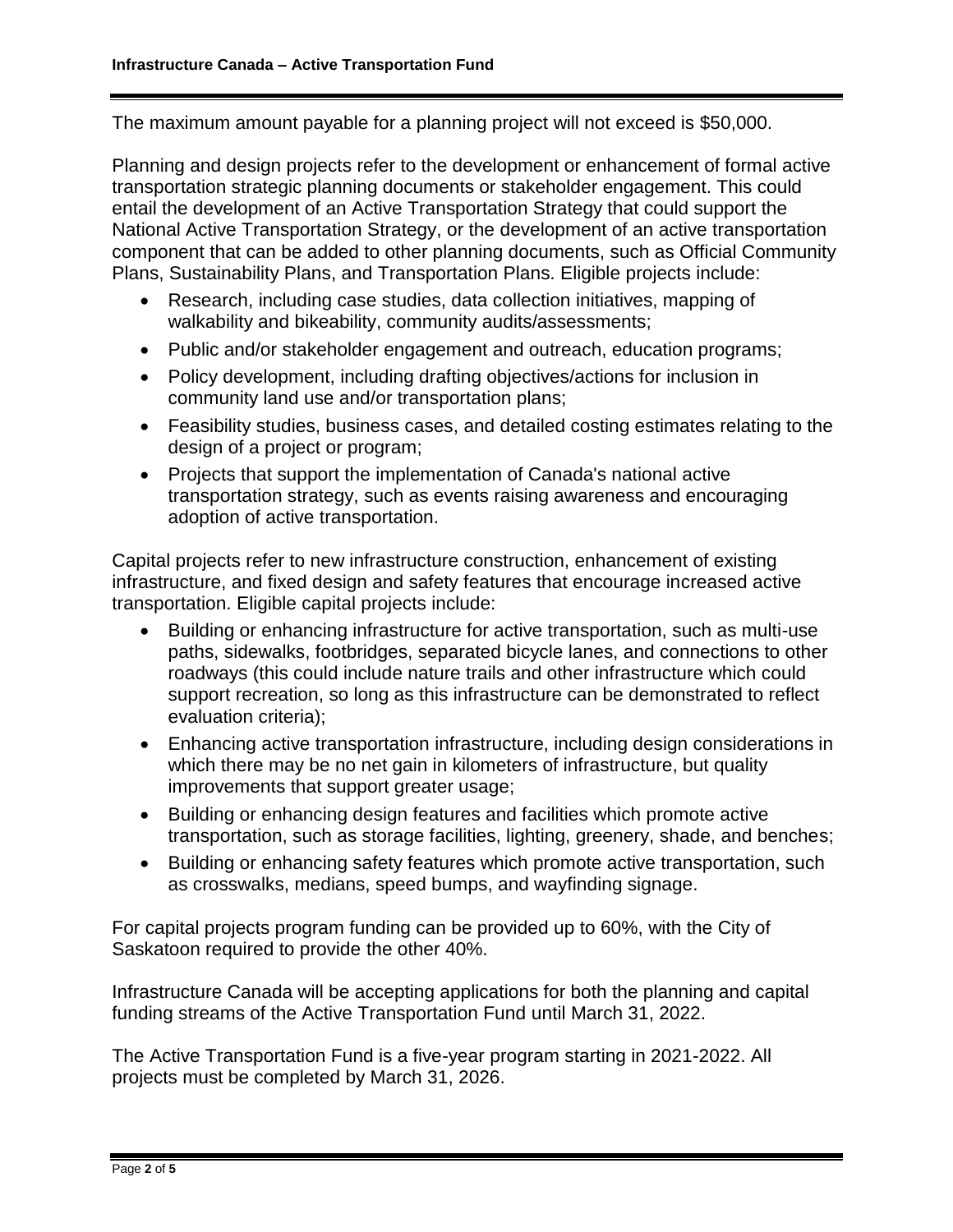The maximum amount payable for a planning project will not exceed is $50,000.

Planning and design projects refer to the development or enhancement of formal active transportation strategic planning documents or stakeholder engagement. This could entail the development of an Active Transportation Strategy that could support the National Active Transportation Strategy, or the development of an active transportation component that can be added to other planning documents, such as Official Community Plans, Sustainability Plans, and Transportation Plans. Eligible projects include:

- Research, including case studies, data collection initiatives, mapping of walkability and bikeability, community audits/assessments;
- Public and/or stakeholder engagement and outreach, education programs;
- Policy development, including drafting objectives/actions for inclusion in community land use and/or transportation plans;
- Feasibility studies, business cases, and detailed costing estimates relating to the design of a project or program;
- Projects that support the implementation of Canada's national active transportation strategy, such as events raising awareness and encouraging adoption of active transportation.

Capital projects refer to new infrastructure construction, enhancement of existing infrastructure, and fixed design and safety features that encourage increased active transportation. Eligible capital projects include:

- Building or enhancing infrastructure for active transportation, such as multi-use paths, sidewalks, footbridges, separated bicycle lanes, and connections to other roadways (this could include nature trails and other infrastructure which could support recreation, so long as this infrastructure can be demonstrated to reflect evaluation criteria);
- Enhancing active transportation infrastructure, including design considerations in which there may be no net gain in kilometers of infrastructure, but quality improvements that support greater usage;
- Building or enhancing design features and facilities which promote active transportation, such as storage facilities, lighting, greenery, shade, and benches;
- Building or enhancing safety features which promote active transportation, such as crosswalks, medians, speed bumps, and wayfinding signage.

For capital projects program funding can be provided up to 60%, with the City of Saskatoon required to provide the other 40%.

Infrastructure Canada will be accepting applications for both the planning and capital funding streams of the Active Transportation Fund until March 31, 2022.

The Active Transportation Fund is a five-year program starting in 2021-2022. All projects must be completed by March 31, 2026.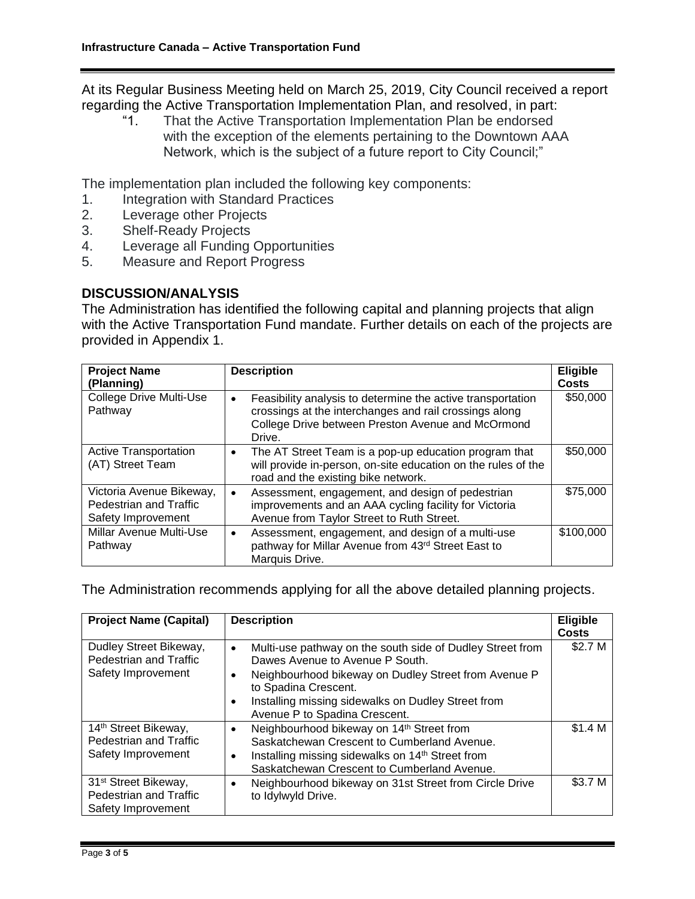At its Regular Business Meeting held on March 25, 2019, City Council received a report regarding the Active Transportation Implementation Plan, and resolved, in part:

> "1. That the Active Transportation Implementation Plan be endorsed with the exception of the elements pertaining to the Downtown AAA Network, which is the subject of a future report to City Council;"

The implementation plan included the following key components:

1. Integration with Standard Practices
2. Leverage other Projects
3. Shelf-Ready Projects
4. Leverage all Funding Opportunities
5. Measure and Report Progress

## DISCUSSION/ANALYSIS

The Administration has identified the following capital and planning projects that align with the Active Transportation Fund mandate. Further details on each of the projects are provided in Appendix 1.

| Project Name (Planning) | Description | Eligible Costs |
|---|---|---|
| College Drive Multi-Use Pathway | • Feasibility analysis to determine the active transportation crossings at the interchanges and rail crossings along College Drive between Preston Avenue and McOrmond Drive. | $50,000 |
| Active Transportation (AT) Street Team | • The AT Street Team is a pop-up education program that will provide in-person, on-site education on the rules of the road and the existing bike network. | $50,000 |
| Victoria Avenue Bikeway, Pedestrian and Traffic Safety Improvement | • Assessment, engagement, and design of pedestrian improvements and an AAA cycling facility for Victoria Avenue from Taylor Street to Ruth Street. | $75,000 |
| Millar Avenue Multi-Use Pathway | • Assessment, engagement, and design of a multi-use pathway for Millar Avenue from 43rd Street East to Marquis Drive. | $100,000 |

The Administration recommends applying for all the above detailed planning projects.

| Project Name (Capital) | Description | Eligible Costs |
|---|---|---|
| Dudley Street Bikeway, Pedestrian and Traffic Safety Improvement | • Multi-use pathway on the south side of Dudley Street from Dawes Avenue to Avenue P South. • Neighbourhood bikeway on Dudley Street from Avenue P to Spadina Crescent. • Installing missing sidewalks on Dudley Street from Avenue P to Spadina Crescent. | $2.7 M |
| 14th Street Bikeway, Pedestrian and Traffic Safety Improvement | • Neighbourhood bikeway on 14th Street from Saskatchewan Crescent to Cumberland Avenue. • Installing missing sidewalks on 14th Street from Saskatchewan Crescent to Cumberland Avenue. | $1.4 M |
| 31st Street Bikeway, Pedestrian and Traffic Safety Improvement | • Neighbourhood bikeway on 31st Street from Circle Drive to Idylwyld Drive. | $3.7 M |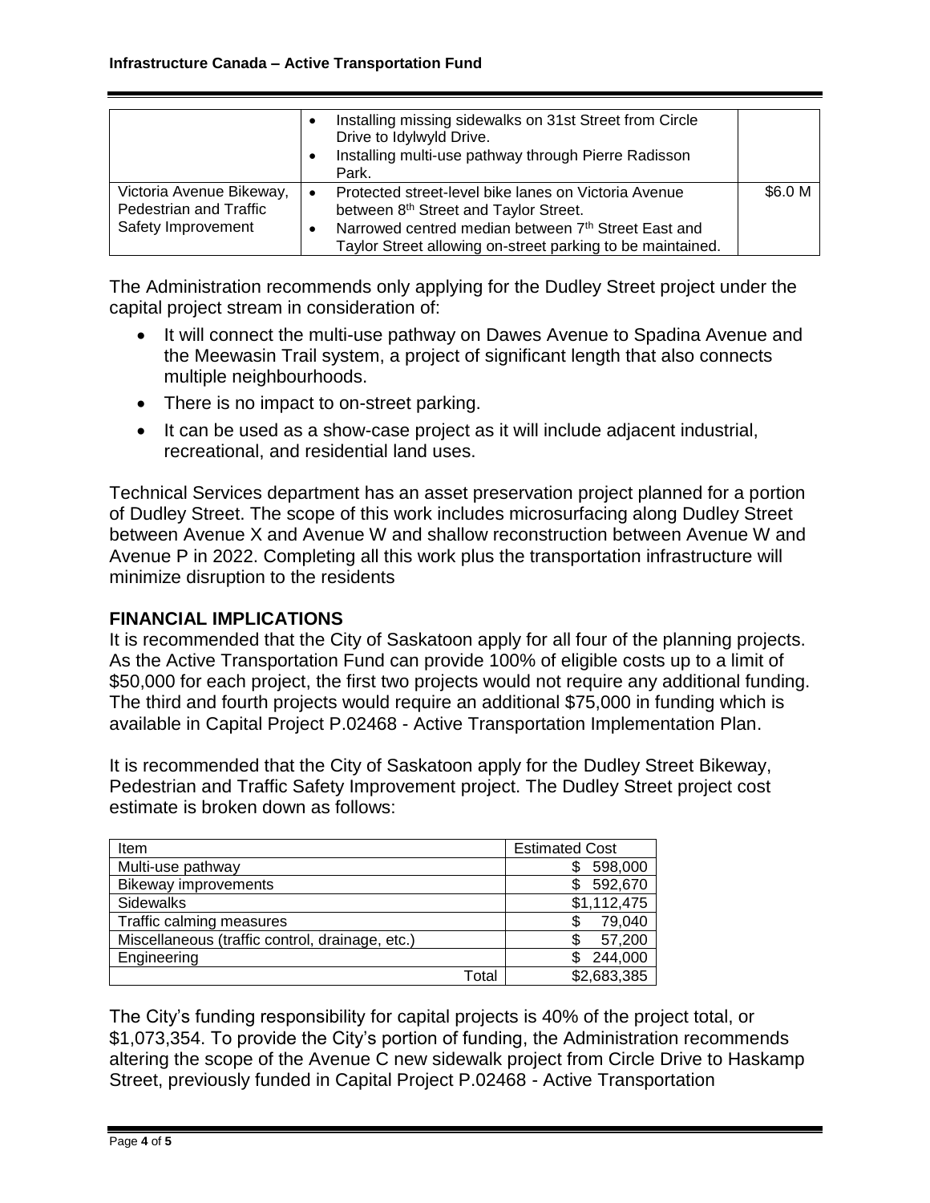| | | |
|---|---|---|
| | • Installing missing sidewalks on 31st Street from Circle Drive to Idylwyld Drive.<br>• Installing multi-use pathway through Pierre Radisson Park. | |
| Victoria Avenue Bikeway, Pedestrian and Traffic Safety Improvement | • Protected street-level bike lanes on Victoria Avenue between 8th Street and Taylor Street.<br>• Narrowed centred median between 7th Street East and Taylor Street allowing on-street parking to be maintained. | $6.0 M |

The Administration recommends only applying for the Dudley Street project under the capital project stream in consideration of:

- It will connect the multi-use pathway on Dawes Avenue to Spadina Avenue and the Meewasin Trail system, a project of significant length that also connects multiple neighbourhoods.
- There is no impact to on-street parking.
- It can be used as a show-case project as it will include adjacent industrial, recreational, and residential land uses.

Technical Services department has an asset preservation project planned for a portion of Dudley Street. The scope of this work includes microsurfacing along Dudley Street between Avenue X and Avenue W and shallow reconstruction between Avenue W and Avenue P in 2022. Completing all this work plus the transportation infrastructure will minimize disruption to the residents

## FINANCIAL IMPLICATIONS

It is recommended that the City of Saskatoon apply for all four of the planning projects. As the Active Transportation Fund can provide 100% of eligible costs up to a limit of $50,000 for each project, the first two projects would not require any additional funding. The third and fourth projects would require an additional $75,000 in funding which is available in Capital Project P.02468 - Active Transportation Implementation Plan.

It is recommended that the City of Saskatoon apply for the Dudley Street Bikeway, Pedestrian and Traffic Safety Improvement project. The Dudley Street project cost estimate is broken down as follows:

| Item | Estimated Cost |
|---|---|
| Multi-use pathway | $ 598,000 |
| Bikeway improvements | $ 592,670 |
| Sidewalks | $1,112,475 |
| Traffic calming measures | $ 79,040 |
| Miscellaneous (traffic control, drainage, etc.) | $ 57,200 |
| Engineering | $ 244,000 |
| Total | $2,683,385 |

The City's funding responsibility for capital projects is 40% of the project total, or $1,073,354. To provide the City's portion of funding, the Administration recommends altering the scope of the Avenue C new sidewalk project from Circle Drive to Haskamp Street, previously funded in Capital Project P.02468 - Active Transportation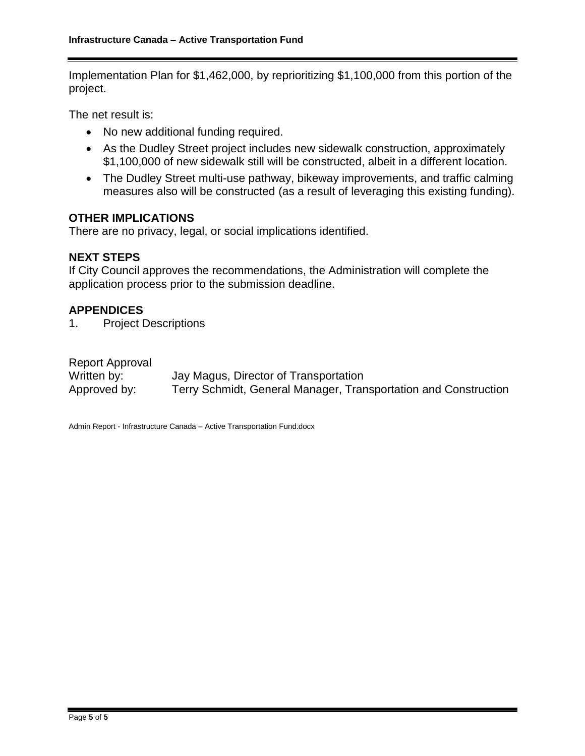Implementation Plan for $1,462,000, by reprioritizing $1,100,000 from this portion of the project.

The net result is:

- No new additional funding required.
- As the Dudley Street project includes new sidewalk construction, approximately $1,100,000 of new sidewalk still will be constructed, albeit in a different location.
- The Dudley Street multi-use pathway, bikeway improvements, and traffic calming measures also will be constructed (as a result of leveraging this existing funding).

## OTHER IMPLICATIONS

There are no privacy, legal, or social implications identified.

## NEXT STEPS

If City Council approves the recommendations, the Administration will complete the application process prior to the submission deadline.

## APPENDICES

1. Project Descriptions

Report Approval

Written by: Jay Magus, Director of Transportation

Approved by: Terry Schmidt, General Manager, Transportation and Construction

Admin Report - Infrastructure Canada – Active Transportation Fund.docx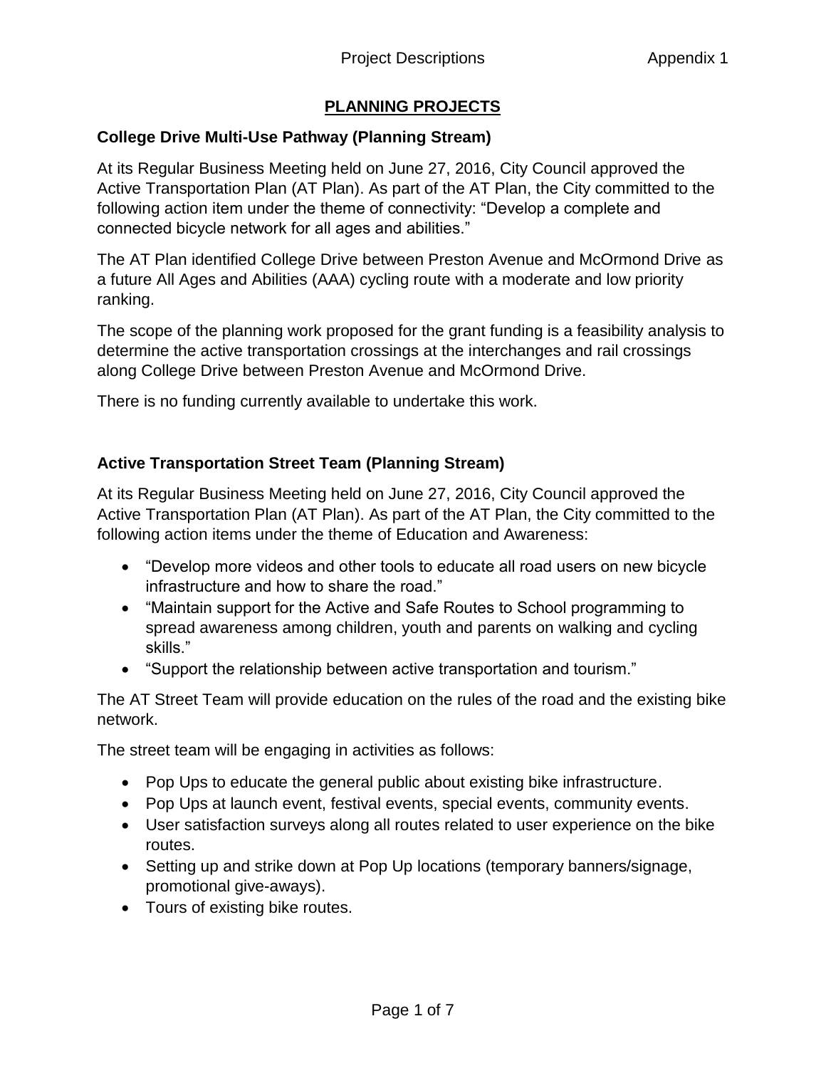## PLANNING PROJECTS

### College Drive Multi-Use Pathway (Planning Stream)

At its Regular Business Meeting held on June 27, 2016, City Council approved the Active Transportation Plan (AT Plan). As part of the AT Plan, the City committed to the following action item under the theme of connectivity: "Develop a complete and connected bicycle network for all ages and abilities."

The AT Plan identified College Drive between Preston Avenue and McOrmond Drive as a future All Ages and Abilities (AAA) cycling route with a moderate and low priority ranking.

The scope of the planning work proposed for the grant funding is a feasibility analysis to determine the active transportation crossings at the interchanges and rail crossings along College Drive between Preston Avenue and McOrmond Drive.

There is no funding currently available to undertake this work.

### Active Transportation Street Team (Planning Stream)

At its Regular Business Meeting held on June 27, 2016, City Council approved the Active Transportation Plan (AT Plan). As part of the AT Plan, the City committed to the following action items under the theme of Education and Awareness:

- "Develop more videos and other tools to educate all road users on new bicycle infrastructure and how to share the road."
- "Maintain support for the Active and Safe Routes to School programming to spread awareness among children, youth and parents on walking and cycling skills."
- "Support the relationship between active transportation and tourism."

The AT Street Team will provide education on the rules of the road and the existing bike network.

The street team will be engaging in activities as follows:

- Pop Ups to educate the general public about existing bike infrastructure.
- Pop Ups at launch event, festival events, special events, community events.
- User satisfaction surveys along all routes related to user experience on the bike routes.
- Setting up and strike down at Pop Up locations (temporary banners/signage, promotional give-aways).
- Tours of existing bike routes.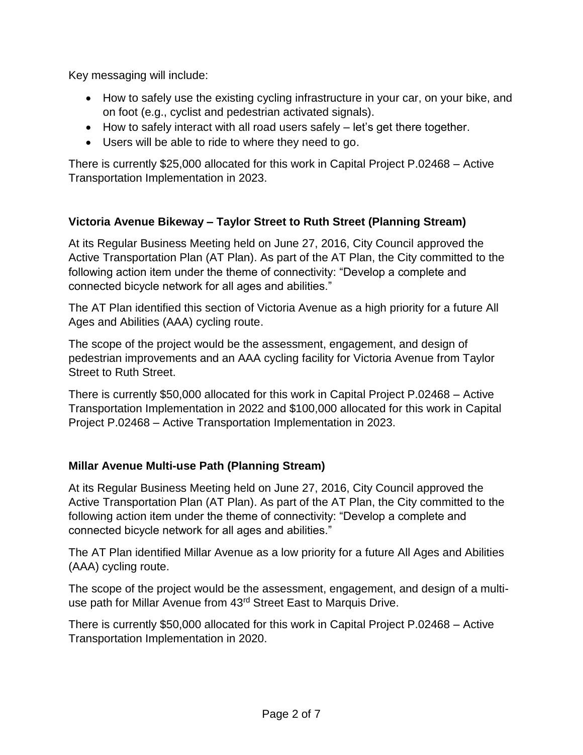Key messaging will include:

- How to safely use the existing cycling infrastructure in your car, on your bike, and on foot (e.g., cyclist and pedestrian activated signals).
- How to safely interact with all road users safely – let's get there together.
- Users will be able to ride to where they need to go.

There is currently $25,000 allocated for this work in Capital Project P.02468 – Active Transportation Implementation in 2023.

**Victoria Avenue Bikeway – Taylor Street to Ruth Street (Planning Stream)**

At its Regular Business Meeting held on June 27, 2016, City Council approved the Active Transportation Plan (AT Plan). As part of the AT Plan, the City committed to the following action item under the theme of connectivity: "Develop a complete and connected bicycle network for all ages and abilities."

The AT Plan identified this section of Victoria Avenue as a high priority for a future All Ages and Abilities (AAA) cycling route.

The scope of the project would be the assessment, engagement, and design of pedestrian improvements and an AAA cycling facility for Victoria Avenue from Taylor Street to Ruth Street.

There is currently $50,000 allocated for this work in Capital Project P.02468 – Active Transportation Implementation in 2022 and $100,000 allocated for this work in Capital Project P.02468 – Active Transportation Implementation in 2023.

**Millar Avenue Multi-use Path (Planning Stream)**

At its Regular Business Meeting held on June 27, 2016, City Council approved the Active Transportation Plan (AT Plan). As part of the AT Plan, the City committed to the following action item under the theme of connectivity: "Develop a complete and connected bicycle network for all ages and abilities."

The AT Plan identified Millar Avenue as a low priority for a future All Ages and Abilities (AAA) cycling route.

The scope of the project would be the assessment, engagement, and design of a multi-use path for Millar Avenue from 43rd Street East to Marquis Drive.

There is currently $50,000 allocated for this work in Capital Project P.02468 – Active Transportation Implementation in 2020.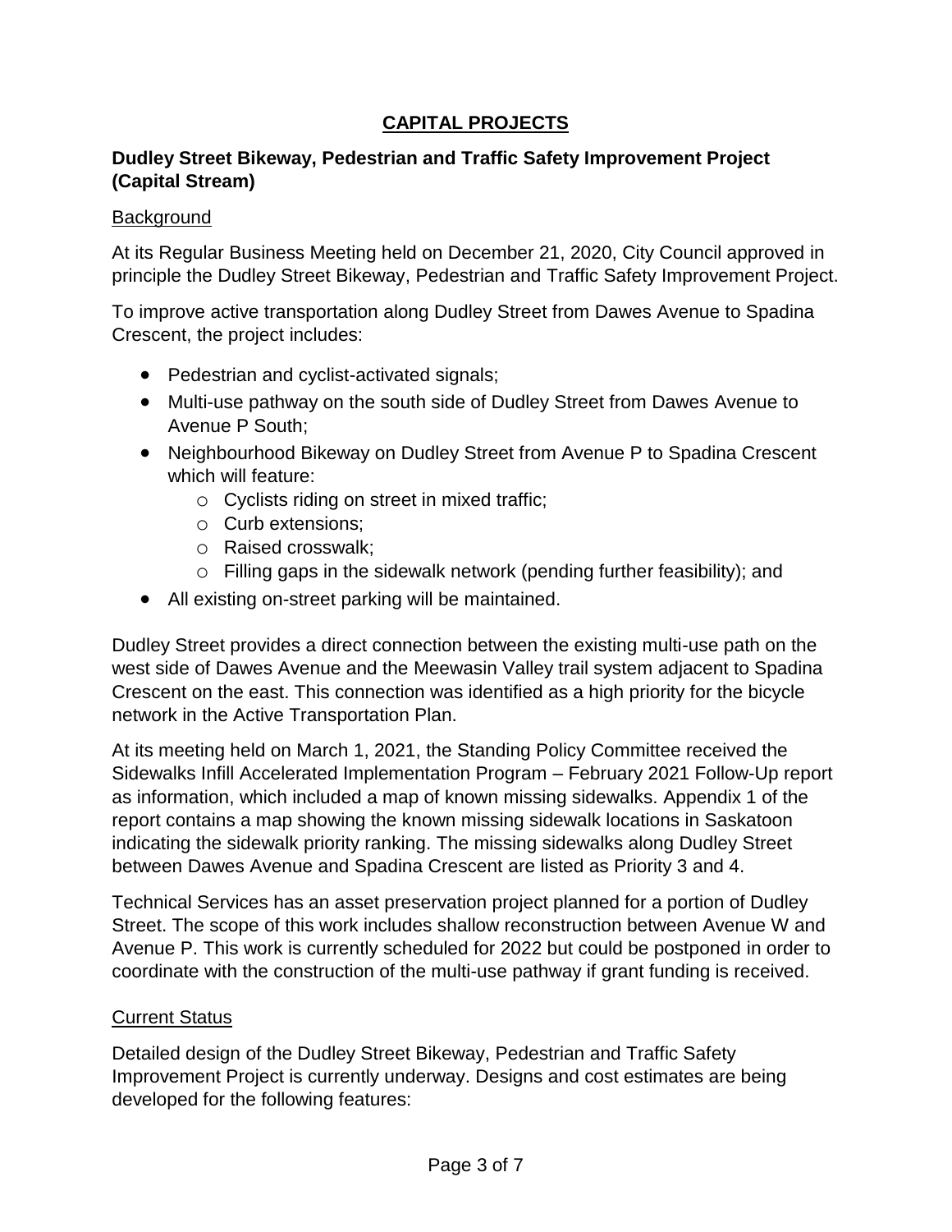## CAPITAL PROJECTS

### Dudley Street Bikeway, Pedestrian and Traffic Safety Improvement Project (Capital Stream)

Background

At its Regular Business Meeting held on December 21, 2020, City Council approved in principle the Dudley Street Bikeway, Pedestrian and Traffic Safety Improvement Project.

To improve active transportation along Dudley Street from Dawes Avenue to Spadina Crescent, the project includes:

- Pedestrian and cyclist-activated signals;
- Multi-use pathway on the south side of Dudley Street from Dawes Avenue to Avenue P South;
- Neighbourhood Bikeway on Dudley Street from Avenue P to Spadina Crescent which will feature:
    - Cyclists riding on street in mixed traffic;
    - Curb extensions;
    - Raised crosswalk;
    - Filling gaps in the sidewalk network (pending further feasibility); and
- All existing on-street parking will be maintained.

Dudley Street provides a direct connection between the existing multi-use path on the west side of Dawes Avenue and the Meewasin Valley trail system adjacent to Spadina Crescent on the east. This connection was identified as a high priority for the bicycle network in the Active Transportation Plan.

At its meeting held on March 1, 2021, the Standing Policy Committee received the Sidewalks Infill Accelerated Implementation Program – February 2021 Follow-Up report as information, which included a map of known missing sidewalks. Appendix 1 of the report contains a map showing the known missing sidewalk locations in Saskatoon indicating the sidewalk priority ranking. The missing sidewalks along Dudley Street between Dawes Avenue and Spadina Crescent are listed as Priority 3 and 4.

Technical Services has an asset preservation project planned for a portion of Dudley Street. The scope of this work includes shallow reconstruction between Avenue W and Avenue P. This work is currently scheduled for 2022 but could be postponed in order to coordinate with the construction of the multi-use pathway if grant funding is received.

Current Status

Detailed design of the Dudley Street Bikeway, Pedestrian and Traffic Safety Improvement Project is currently underway. Designs and cost estimates are being developed for the following features: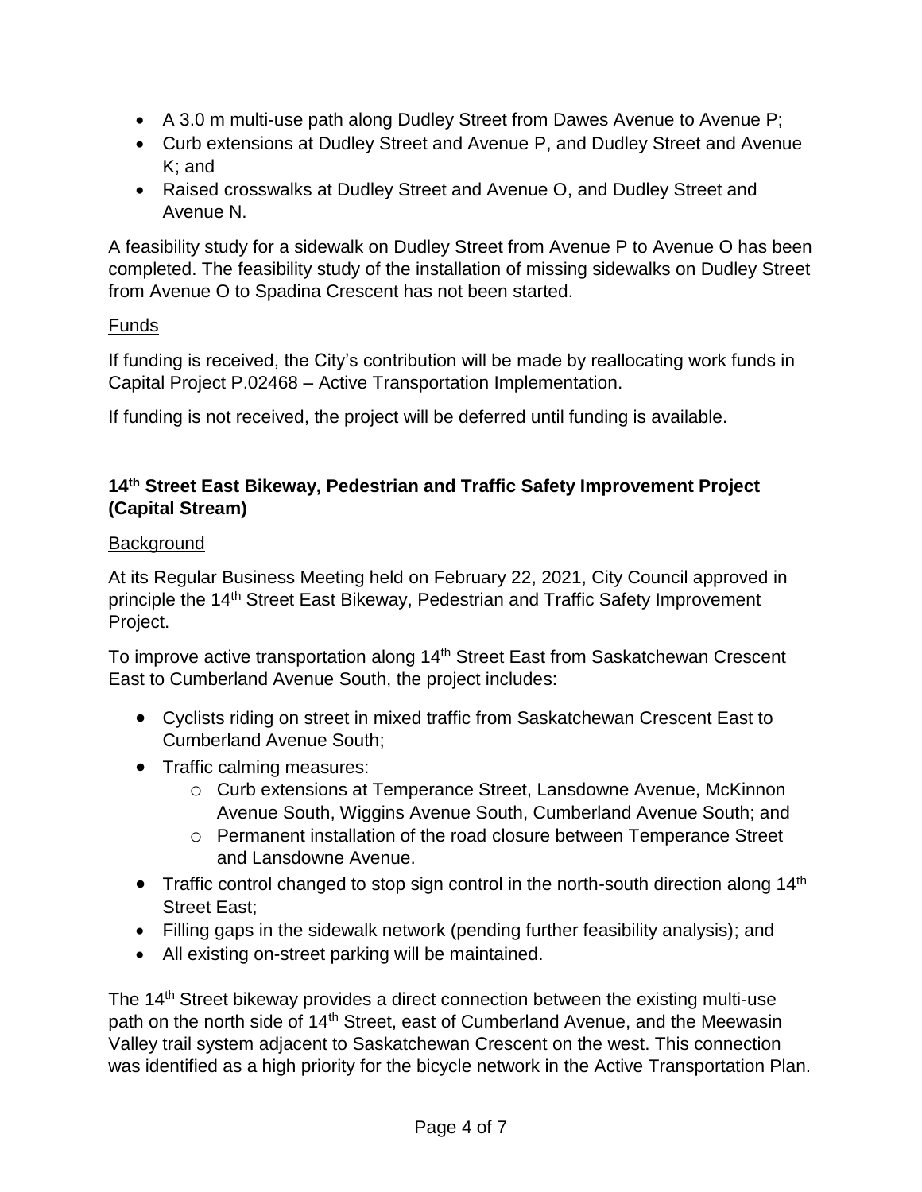- A 3.0 m multi-use path along Dudley Street from Dawes Avenue to Avenue P;
- Curb extensions at Dudley Street and Avenue P, and Dudley Street and Avenue K; and
- Raised crosswalks at Dudley Street and Avenue O, and Dudley Street and Avenue N.

A feasibility study for a sidewalk on Dudley Street from Avenue P to Avenue O has been completed. The feasibility study of the installation of missing sidewalks on Dudley Street from Avenue O to Spadina Crescent has not been started.

Funds

If funding is received, the City's contribution will be made by reallocating work funds in Capital Project P.02468 – Active Transportation Implementation.

If funding is not received, the project will be deferred until funding is available.

**14th Street East Bikeway, Pedestrian and Traffic Safety Improvement Project (Capital Stream)**

Background

At its Regular Business Meeting held on February 22, 2021, City Council approved in principle the 14th Street East Bikeway, Pedestrian and Traffic Safety Improvement Project.

To improve active transportation along 14th Street East from Saskatchewan Crescent East to Cumberland Avenue South, the project includes:

- Cyclists riding on street in mixed traffic from Saskatchewan Crescent East to Cumberland Avenue South;
- Traffic calming measures:
  - Curb extensions at Temperance Street, Lansdowne Avenue, McKinnon Avenue South, Wiggins Avenue South, Cumberland Avenue South; and
  - Permanent installation of the road closure between Temperance Street and Lansdowne Avenue.
- Traffic control changed to stop sign control in the north-south direction along 14th Street East;
- Filling gaps in the sidewalk network (pending further feasibility analysis); and
- All existing on-street parking will be maintained.

The 14th Street bikeway provides a direct connection between the existing multi-use path on the north side of 14th Street, east of Cumberland Avenue, and the Meewasin Valley trail system adjacent to Saskatchewan Crescent on the west. This connection was identified as a high priority for the bicycle network in the Active Transportation Plan.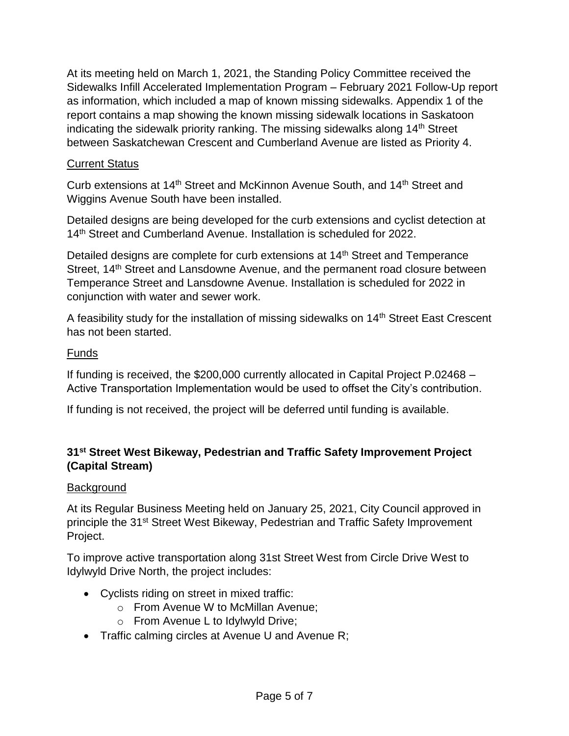At its meeting held on March 1, 2021, the Standing Policy Committee received the Sidewalks Infill Accelerated Implementation Program – February 2021 Follow-Up report as information, which included a map of known missing sidewalks. Appendix 1 of the report contains a map showing the known missing sidewalk locations in Saskatoon indicating the sidewalk priority ranking. The missing sidewalks along 14th Street between Saskatchewan Crescent and Cumberland Avenue are listed as Priority 4.

Current Status

Curb extensions at 14th Street and McKinnon Avenue South, and 14th Street and Wiggins Avenue South have been installed.

Detailed designs are being developed for the curb extensions and cyclist detection at 14th Street and Cumberland Avenue. Installation is scheduled for 2022.

Detailed designs are complete for curb extensions at 14th Street and Temperance Street, 14th Street and Lansdowne Avenue, and the permanent road closure between Temperance Street and Lansdowne Avenue. Installation is scheduled for 2022 in conjunction with water and sewer work.

A feasibility study for the installation of missing sidewalks on 14th Street East Crescent has not been started.

Funds

If funding is received, the $200,000 currently allocated in Capital Project P.02468 – Active Transportation Implementation would be used to offset the City's contribution.

If funding is not received, the project will be deferred until funding is available.

**31st Street West Bikeway, Pedestrian and Traffic Safety Improvement Project (Capital Stream)**

Background

At its Regular Business Meeting held on January 25, 2021, City Council approved in principle the 31st Street West Bikeway, Pedestrian and Traffic Safety Improvement Project.

To improve active transportation along 31st Street West from Circle Drive West to Idylwyld Drive North, the project includes:

- Cyclists riding on street in mixed traffic:
    - From Avenue W to McMillan Avenue;
    - From Avenue L to Idylwyld Drive;
- Traffic calming circles at Avenue U and Avenue R;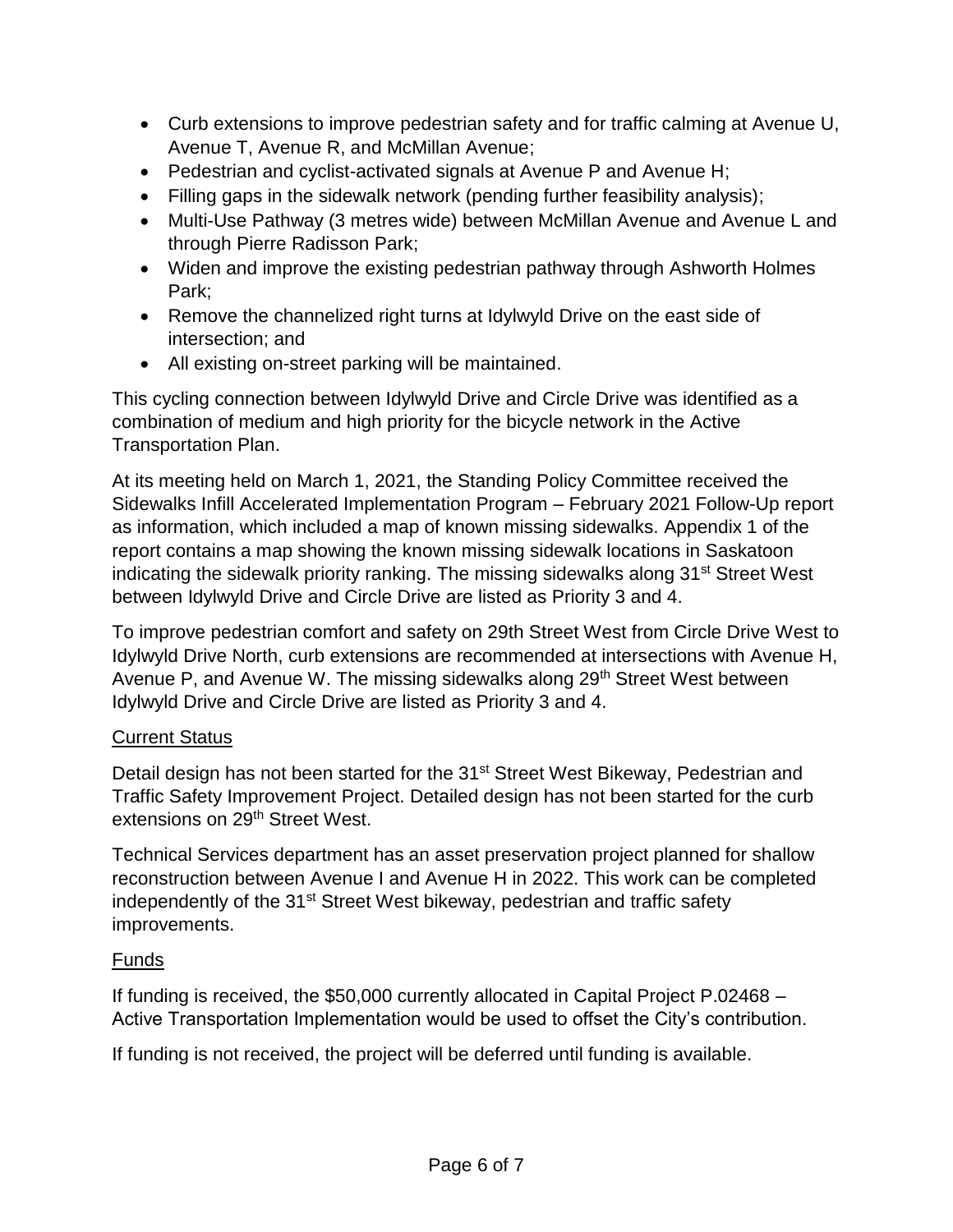- Curb extensions to improve pedestrian safety and for traffic calming at Avenue U, Avenue T, Avenue R, and McMillan Avenue;
- Pedestrian and cyclist-activated signals at Avenue P and Avenue H;
- Filling gaps in the sidewalk network (pending further feasibility analysis);
- Multi-Use Pathway (3 metres wide) between McMillan Avenue and Avenue L and through Pierre Radisson Park;
- Widen and improve the existing pedestrian pathway through Ashworth Holmes Park;
- Remove the channelized right turns at Idylwyld Drive on the east side of intersection; and
- All existing on-street parking will be maintained.

This cycling connection between Idylwyld Drive and Circle Drive was identified as a combination of medium and high priority for the bicycle network in the Active Transportation Plan.

At its meeting held on March 1, 2021, the Standing Policy Committee received the Sidewalks Infill Accelerated Implementation Program – February 2021 Follow-Up report as information, which included a map of known missing sidewalks. Appendix 1 of the report contains a map showing the known missing sidewalk locations in Saskatoon indicating the sidewalk priority ranking. The missing sidewalks along 31st Street West between Idylwyld Drive and Circle Drive are listed as Priority 3 and 4.

To improve pedestrian comfort and safety on 29th Street West from Circle Drive West to Idylwyld Drive North, curb extensions are recommended at intersections with Avenue H, Avenue P, and Avenue W. The missing sidewalks along 29th Street West between Idylwyld Drive and Circle Drive are listed as Priority 3 and 4.

## Current Status

Detail design has not been started for the 31st Street West Bikeway, Pedestrian and Traffic Safety Improvement Project. Detailed design has not been started for the curb extensions on 29th Street West.

Technical Services department has an asset preservation project planned for shallow reconstruction between Avenue I and Avenue H in 2022. This work can be completed independently of the 31st Street West bikeway, pedestrian and traffic safety improvements.

## Funds

If funding is received, the $50,000 currently allocated in Capital Project P.02468 – Active Transportation Implementation would be used to offset the City's contribution.

If funding is not received, the project will be deferred until funding is available.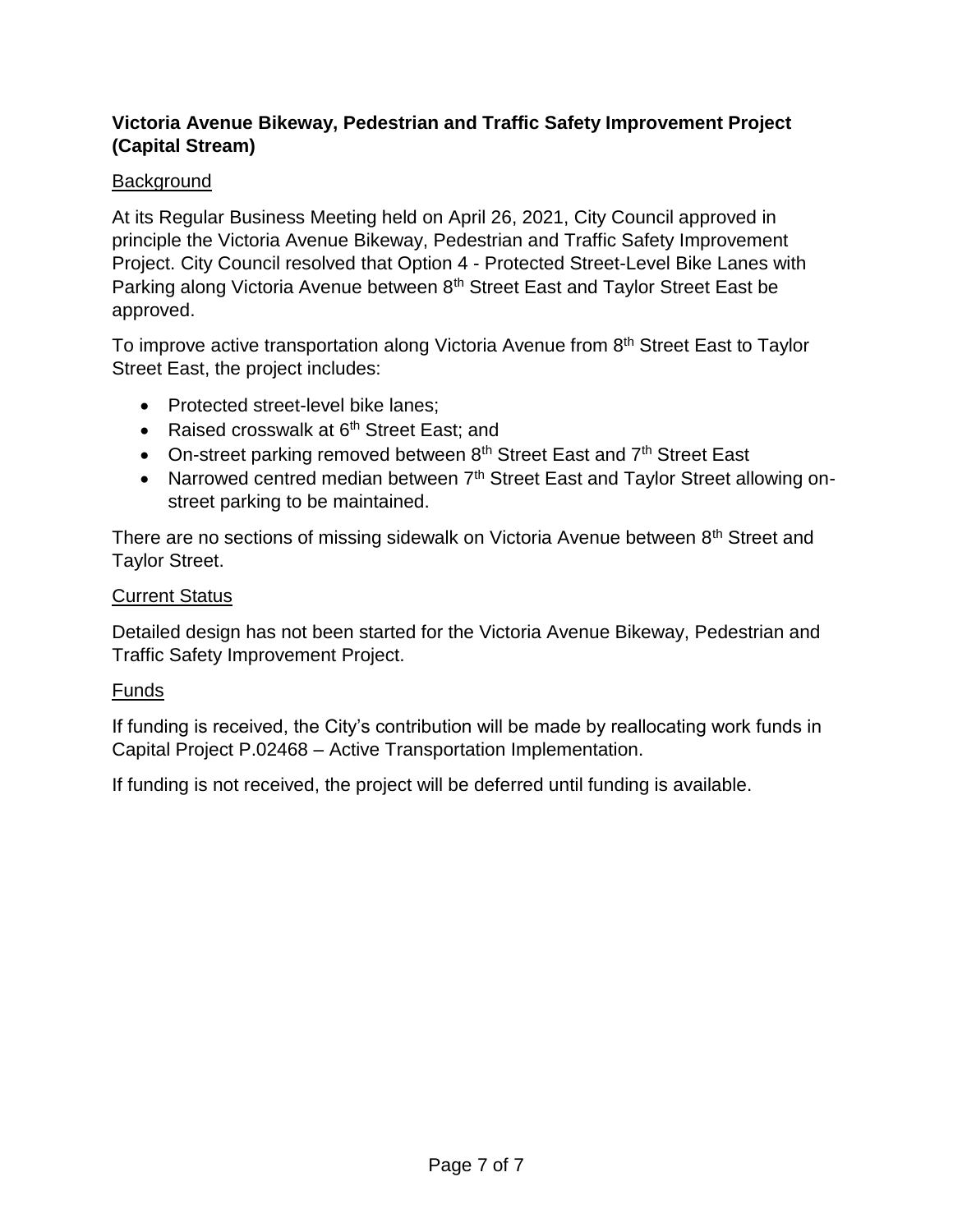### Victoria Avenue Bikeway, Pedestrian and Traffic Safety Improvement Project (Capital Stream)

Background

At its Regular Business Meeting held on April 26, 2021, City Council approved in principle the Victoria Avenue Bikeway, Pedestrian and Traffic Safety Improvement Project. City Council resolved that Option 4 - Protected Street-Level Bike Lanes with Parking along Victoria Avenue between 8th Street East and Taylor Street East be approved.

To improve active transportation along Victoria Avenue from 8th Street East to Taylor Street East, the project includes:

- Protected street-level bike lanes;
- Raised crosswalk at 6th Street East; and
- On-street parking removed between 8th Street East and 7th Street East
- Narrowed centred median between 7th Street East and Taylor Street allowing on-street parking to be maintained.

There are no sections of missing sidewalk on Victoria Avenue between 8th Street and Taylor Street.

Current Status

Detailed design has not been started for the Victoria Avenue Bikeway, Pedestrian and Traffic Safety Improvement Project.

Funds

If funding is received, the City's contribution will be made by reallocating work funds in Capital Project P.02468 – Active Transportation Implementation.

If funding is not received, the project will be deferred until funding is available.